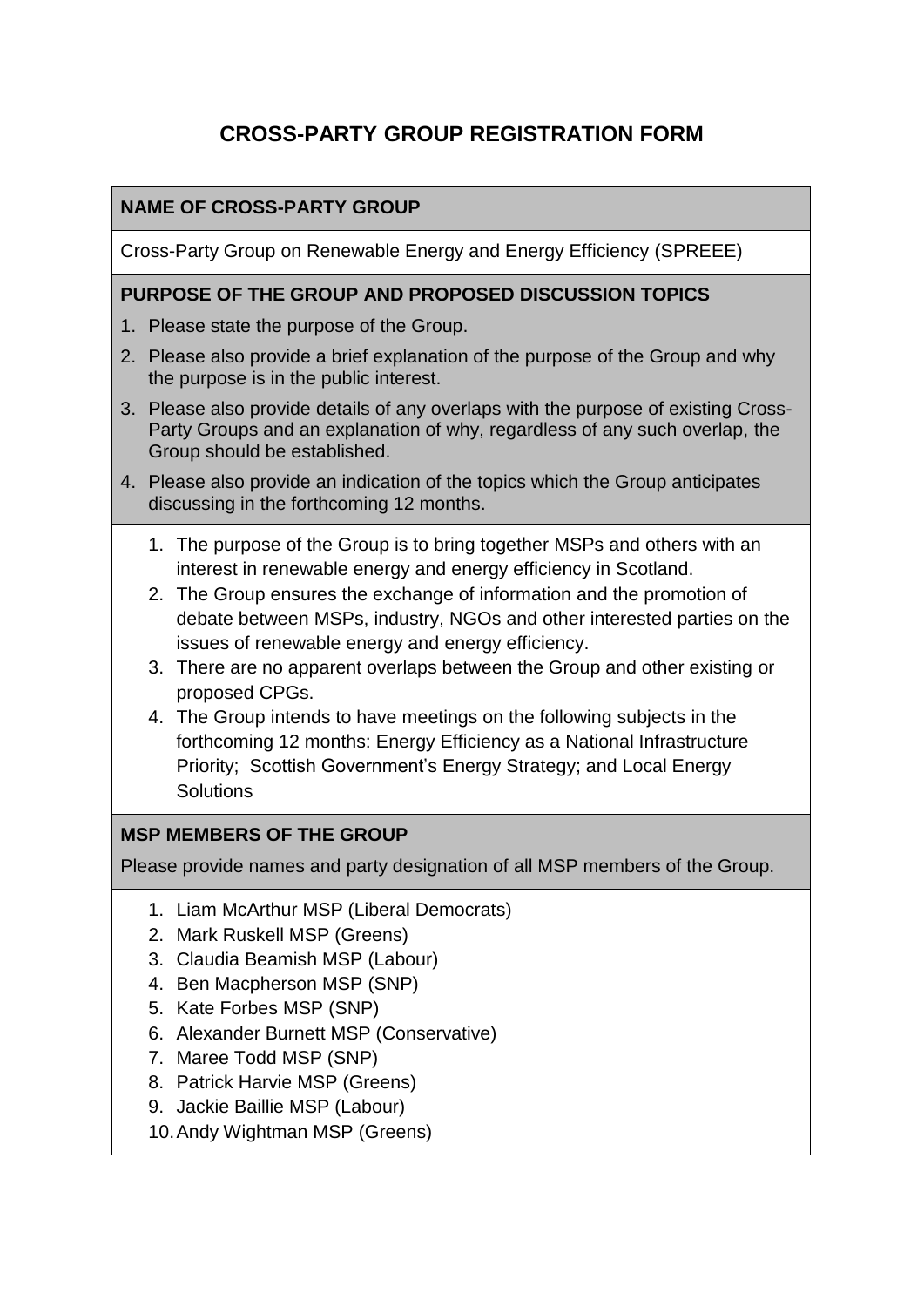# CROSS-PARTY GROUP REGISTRATION FORM

## NAME OF CROSS-PARTY GROUP

Cross-Party Group on Renewable Energy and Energy Efficiency (SPREEE)

## PURPOSE OF THE GROUP AND PROPOSED DISCUSSION TOPICS

1. Please state the purpose of the Group.
2. Please also provide a brief explanation of the purpose of the Group and why the purpose is in the public interest.
3. Please also provide details of any overlaps with the purpose of existing Cross-Party Groups and an explanation of why, regardless of any such overlap, the Group should be established.
4. Please also provide an indication of the topics which the Group anticipates discussing in the forthcoming 12 months.

1. The purpose of the Group is to bring together MSPs and others with an interest in renewable energy and energy efficiency in Scotland.
2. The Group ensures the exchange of information and the promotion of debate between MSPs, industry, NGOs and other interested parties on the issues of renewable energy and energy efficiency.
3. There are no apparent overlaps between the Group and other existing or proposed CPGs.
4. The Group intends to have meetings on the following subjects in the forthcoming 12 months: Energy Efficiency as a National Infrastructure Priority; Scottish Government's Energy Strategy; and Local Energy Solutions

## MSP MEMBERS OF THE GROUP

Please provide names and party designation of all MSP members of the Group.

1. Liam McArthur MSP (Liberal Democrats)
2. Mark Ruskell MSP (Greens)
3. Claudia Beamish MSP (Labour)
4. Ben Macpherson MSP (SNP)
5. Kate Forbes MSP (SNP)
6. Alexander Burnett MSP (Conservative)
7. Maree Todd MSP (SNP)
8. Patrick Harvie MSP (Greens)
9. Jackie Baillie MSP (Labour)
10. Andy Wightman MSP (Greens)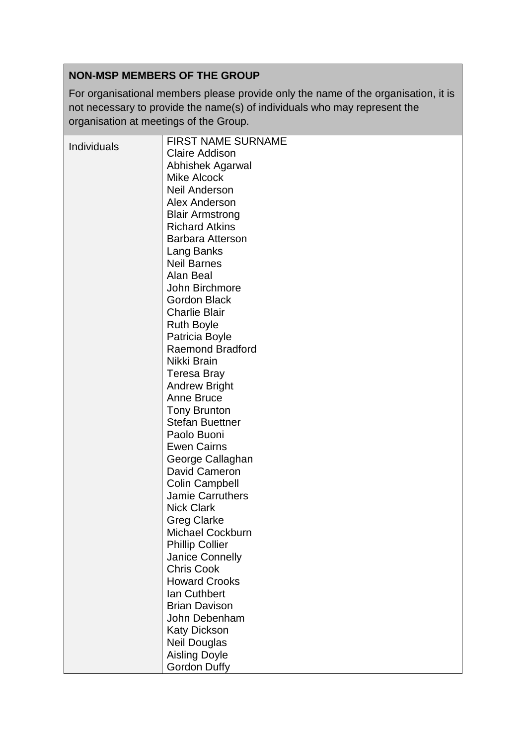| **NON-MSP MEMBERS OF THE GROUP**<br><br>For organisational members please provide only the name of the organisation, it is not necessary to provide the name(s) of individuals who may represent the organisation at meetings of the Group. | |
|---|---|
| Individuals | FIRST NAME SURNAME<br>Claire Addison<br>Abhishek Agarwal<br>Mike Alcock<br>Neil Anderson<br>Alex Anderson<br>Blair Armstrong<br>Richard Atkins<br>Barbara Atterson<br>Lang Banks<br>Neil Barnes<br>Alan Beal<br>John Birchmore<br>Gordon Black<br>Charlie Blair<br>Ruth Boyle<br>Patricia Boyle<br>Raemond Bradford<br>Nikki Brain<br>Teresa Bray<br>Andrew Bright<br>Anne Bruce<br>Tony Brunton<br>Stefan Buettner<br>Paolo Buoni<br>Ewen Cairns<br>George Callaghan<br>David Cameron<br>Colin Campbell<br>Jamie Carruthers<br>Nick Clark<br>Greg Clarke<br>Michael Cockburn<br>Phillip Collier<br>Janice Connelly<br>Chris Cook<br>Howard Crooks<br>Ian Cuthbert<br>Brian Davison<br>John Debenham<br>Katy Dickson<br>Neil Douglas<br>Aisling Doyle<br>Gordon Duffy |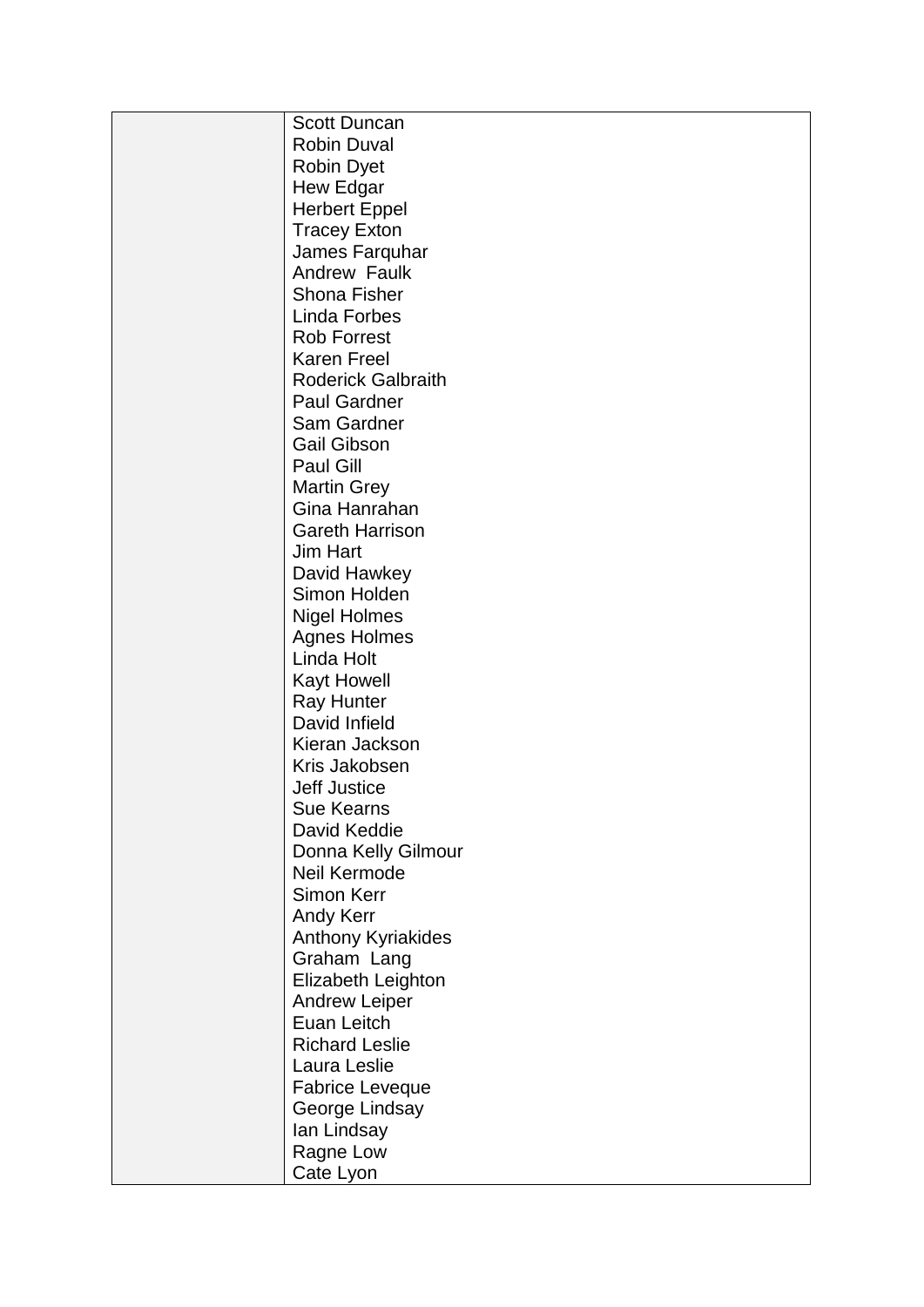| | |
|---|---|
| | Scott Duncan<br>Robin Duval<br>Robin Dyet<br>Hew Edgar<br>Herbert Eppel<br>Tracey Exton<br>James Farquhar<br>Andrew Faulk<br>Shona Fisher<br>Linda Forbes<br>Rob Forrest<br>Karen Freel<br>Roderick Galbraith<br>Paul Gardner<br>Sam Gardner<br>Gail Gibson<br>Paul Gill<br>Martin Grey<br>Gina Hanrahan<br>Gareth Harrison<br>Jim Hart<br>David Hawkey<br>Simon Holden<br>Nigel Holmes<br>Agnes Holmes<br>Linda Holt<br>Kayt Howell<br>Ray Hunter<br>David Infield<br>Kieran Jackson<br>Kris Jakobsen<br>Jeff Justice<br>Sue Kearns<br>David Keddie<br>Donna Kelly Gilmour<br>Neil Kermode<br>Simon Kerr<br>Andy Kerr<br>Anthony Kyriakides<br>Graham Lang<br>Elizabeth Leighton<br>Andrew Leiper<br>Euan Leitch<br>Richard Leslie<br>Laura Leslie<br>Fabrice Leveque<br>George Lindsay<br>Ian Lindsay<br>Ragne Low<br>Cate Lyon |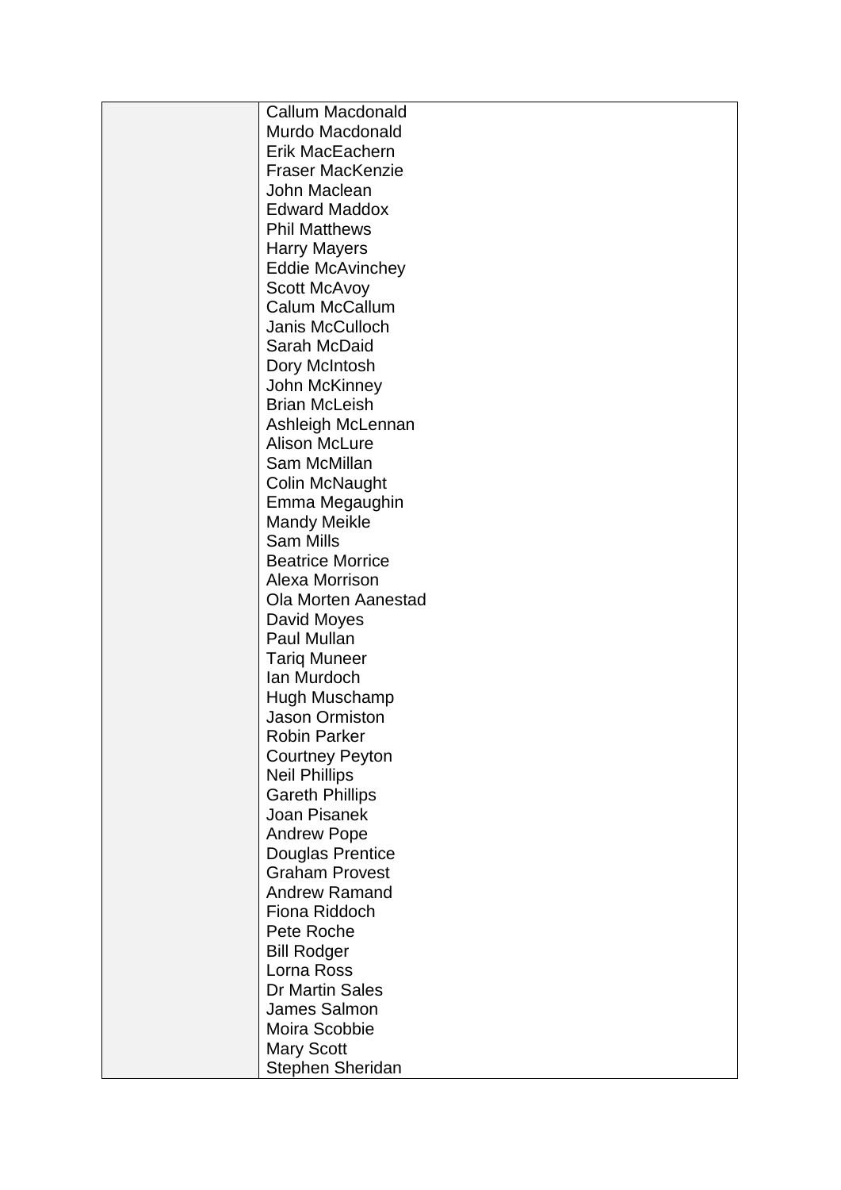|  | Callum Macdonald<br>Murdo Macdonald<br>Erik MacEachern<br>Fraser MacKenzie<br>John Maclean<br>Edward Maddox<br>Phil Matthews<br>Harry Mayers<br>Eddie McAvinchey<br>Scott McAvoy<br>Calum McCallum<br>Janis McCulloch<br>Sarah McDaid<br>Dory McIntosh<br>John McKinney<br>Brian McLeish<br>Ashleigh McLennan<br>Alison McLure<br>Sam McMillan<br>Colin McNaught<br>Emma Megaughin<br>Mandy Meikle<br>Sam Mills<br>Beatrice Morrice<br>Alexa Morrison<br>Ola Morten Aanestad<br>David Moyes<br>Paul Mullan<br>Tariq Muneer<br>Ian Murdoch<br>Hugh Muschamp<br>Jason Ormiston<br>Robin Parker<br>Courtney Peyton<br>Neil Phillips<br>Gareth Phillips<br>Joan Pisanek<br>Andrew Pope<br>Douglas Prentice<br>Graham Provest<br>Andrew Ramand<br>Fiona Riddoch<br>Pete Roche<br>Bill Rodger<br>Lorna Ross<br>Dr Martin Sales<br>James Salmon<br>Moira Scobbie<br>Mary Scott<br>Stephen Sheridan |
|---|---|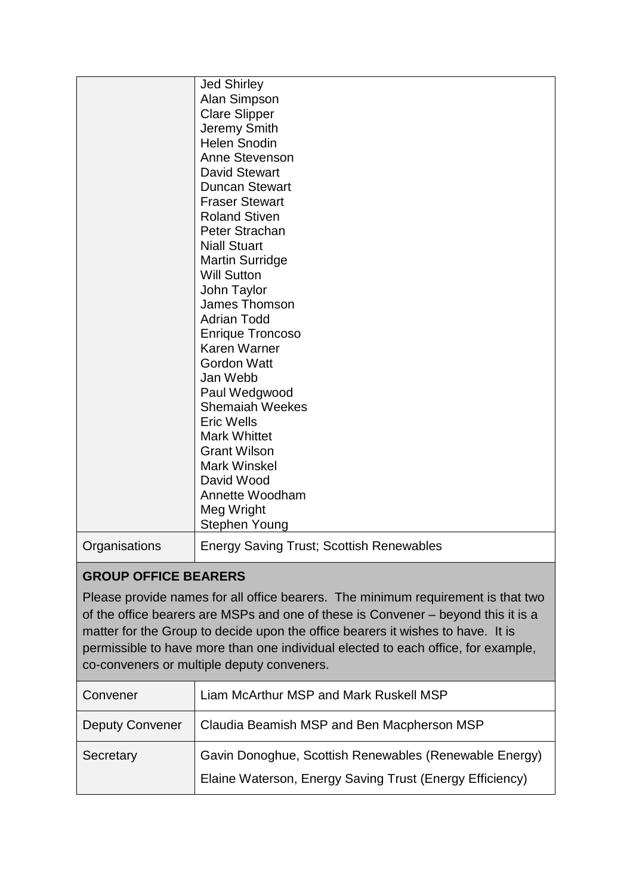| | |
|---|---|
| | Jed Shirley<br>Alan Simpson<br>Clare Slipper<br>Jeremy Smith<br>Helen Snodin<br>Anne Stevenson<br>David Stewart<br>Duncan Stewart<br>Fraser Stewart<br>Roland Stiven<br>Peter Strachan<br>Niall Stuart<br>Martin Surridge<br>Will Sutton<br>John Taylor<br>James Thomson<br>Adrian Todd<br>Enrique Troncoso<br>Karen Warner<br>Gordon Watt<br>Jan Webb<br>Paul Wedgwood<br>Shemaiah Weekes<br>Eric Wells<br>Mark Whittet<br>Grant Wilson<br>Mark Winskel<br>David Wood<br>Annette Woodham<br>Meg Wright<br>Stephen Young |
| Organisations | Energy Saving Trust; Scottish Renewables |

**GROUP OFFICE BEARERS**

Please provide names for all office bearers. The minimum requirement is that two of the office bearers are MSPs and one of these is Convener – beyond this it is a matter for the Group to decide upon the office bearers it wishes to have. It is permissible to have more than one individual elected to each office, for example, co-conveners or multiple deputy conveners.

| | |
|---|---|
| Convener | Liam McArthur MSP and Mark Ruskell MSP |
| Deputy Convener | Claudia Beamish MSP and Ben Macpherson MSP |
| Secretary | Gavin Donoghue, Scottish Renewables (Renewable Energy)<br>Elaine Waterson, Energy Saving Trust (Energy Efficiency) |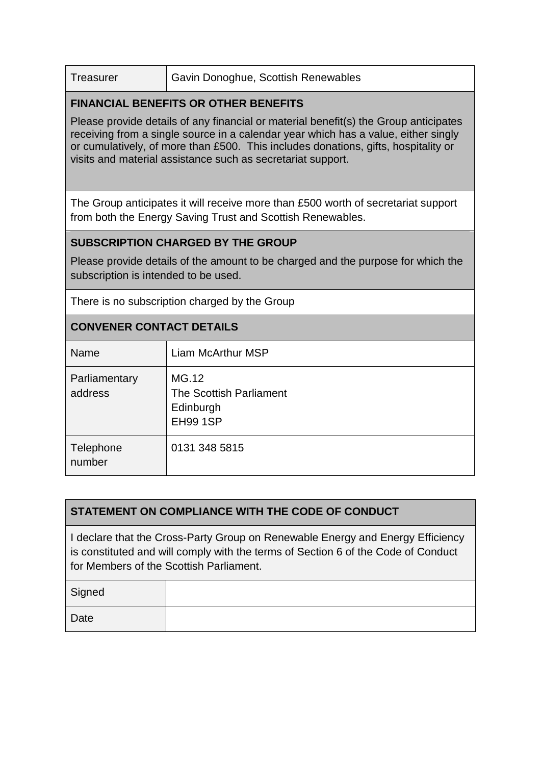| | |
|---|---|
| Treasurer | Gavin Donoghue, Scottish Renewables |

**FINANCIAL BENEFITS OR OTHER BENEFITS**

Please provide details of any financial or material benefit(s) the Group anticipates receiving from a single source in a calendar year which has a value, either singly or cumulatively, of more than £500. This includes donations, gifts, hospitality or visits and material assistance such as secretariat support.

The Group anticipates it will receive more than £500 worth of secretariat support from both the Energy Saving Trust and Scottish Renewables.

**SUBSCRIPTION CHARGED BY THE GROUP**

Please provide details of the amount to be charged and the purpose for which the subscription is intended to be used.

There is no subscription charged by the Group

**CONVENER CONTACT DETAILS**

| | |
|---|---|
| Name | Liam McArthur MSP |
| Parliamentary address | MG.12<br>The Scottish Parliament<br>Edinburgh<br>EH99 1SP |
| Telephone number | 0131 348 5815 |

**STATEMENT ON COMPLIANCE WITH THE CODE OF CONDUCT**

I declare that the Cross-Party Group on Renewable Energy and Energy Efficiency is constituted and will comply with the terms of Section 6 of the Code of Conduct for Members of the Scottish Parliament.

| | |
|---|---|
| Signed | |
| Date | |